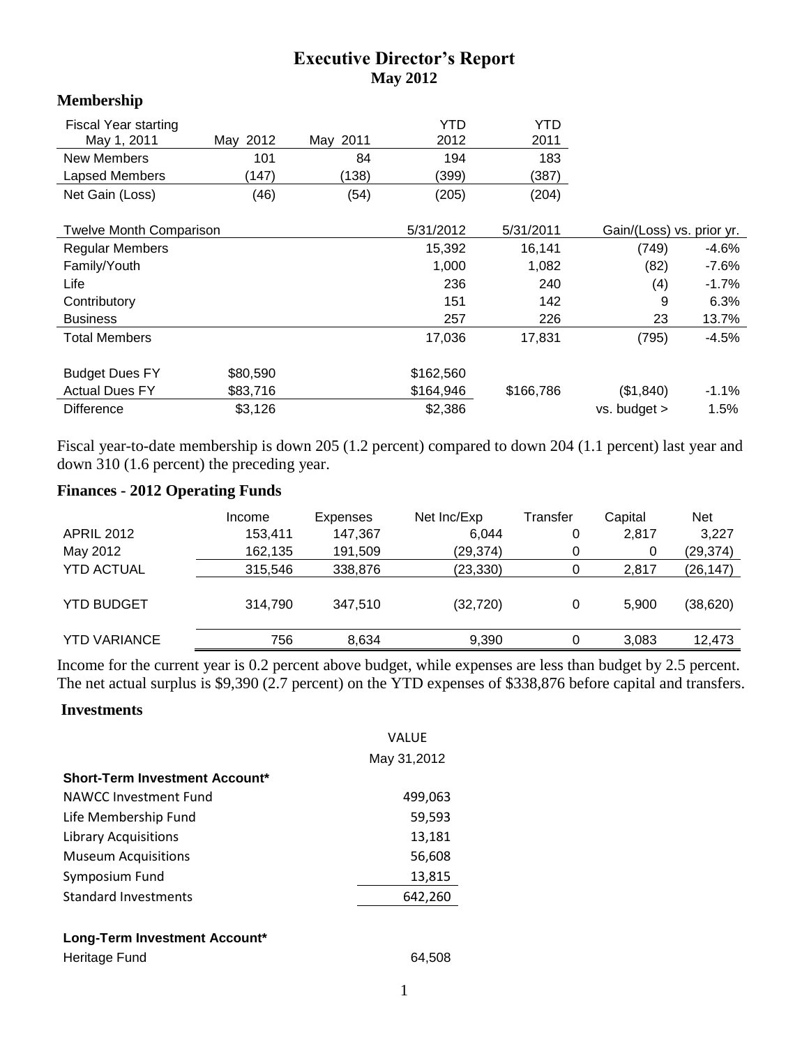# Executive Director's Report
## May 2012

### Membership

| Fiscal Year starting May 1, 2011 | May 2012 | May 2011 | YTD 2012 | YTD 2011 |
|---|---|---|---|---|
| New Members | 101 | 84 | 194 | 183 |
| Lapsed Members | (147) | (138) | (399) | (387) |
| Net Gain (Loss) | (46) | (54) | (205) | (204) |

| Twelve Month Comparison | | 5/31/2012 | 5/31/2011 | Gain/(Loss) vs. prior yr. | |
|---|---|---|---|---|---|
| Regular Members | | 15,392 | 16,141 | (749) | -4.6% |
| Family/Youth | | 1,000 | 1,082 | (82) | -7.6% |
| Life | | 236 | 240 | (4) | -1.7% |
| Contributory | | 151 | 142 | 9 | 6.3% |
| Business | | 257 | 226 | 23 | 13.7% |
| Total Members | | 17,036 | 17,831 | (795) | -4.5% |
| | | | | | |
| Budget Dues FY | $80,590 | $162,560 | | | |
| Actual Dues FY | $83,716 | $164,946 | $166,786 | ($1,840) | -1.1% |
| Difference | $3,126 | $2,386 | | vs. budget > | 1.5% |

Fiscal year-to-date membership is down 205 (1.2 percent) compared to down 204 (1.1 percent) last year and down 310 (1.6 percent) the preceding year.

### Finances - 2012 Operating Funds

| | Income | Expenses | Net Inc/Exp | Transfer | Capital | Net |
|---|---|---|---|---|---|---|
| APRIL 2012 | 153,411 | 147,367 | 6,044 | 0 | 2,817 | 3,227 |
| May 2012 | 162,135 | 191,509 | (29,374) | 0 | 0 | (29,374) |
| YTD ACTUAL | 315,546 | 338,876 | (23,330) | 0 | 2,817 | (26,147) |
| YTD BUDGET | 314,790 | 347,510 | (32,720) | 0 | 5,900 | (38,620) |
| YTD VARIANCE | 756 | 8,634 | 9,390 | 0 | 3,083 | 12,473 |

Income for the current year is 0.2 percent above budget, while expenses are less than budget by 2.5 percent. The net actual surplus is $9,390 (2.7 percent) on the YTD expenses of $338,876 before capital and transfers.

### Investments

| | VALUE May 31,2012 |
|---|---|
| **Short-Term Investment Account*** | |
| NAWCC Investment Fund | 499,063 |
| Life Membership Fund | 59,593 |
| Library Acquisitions | 13,181 |
| Museum Acquisitions | 56,608 |
| Symposium Fund | 13,815 |
| Standard Investments | 642,260 |
| | |
| **Long-Term Investment Account*** | |
| Heritage Fund | 64,508 |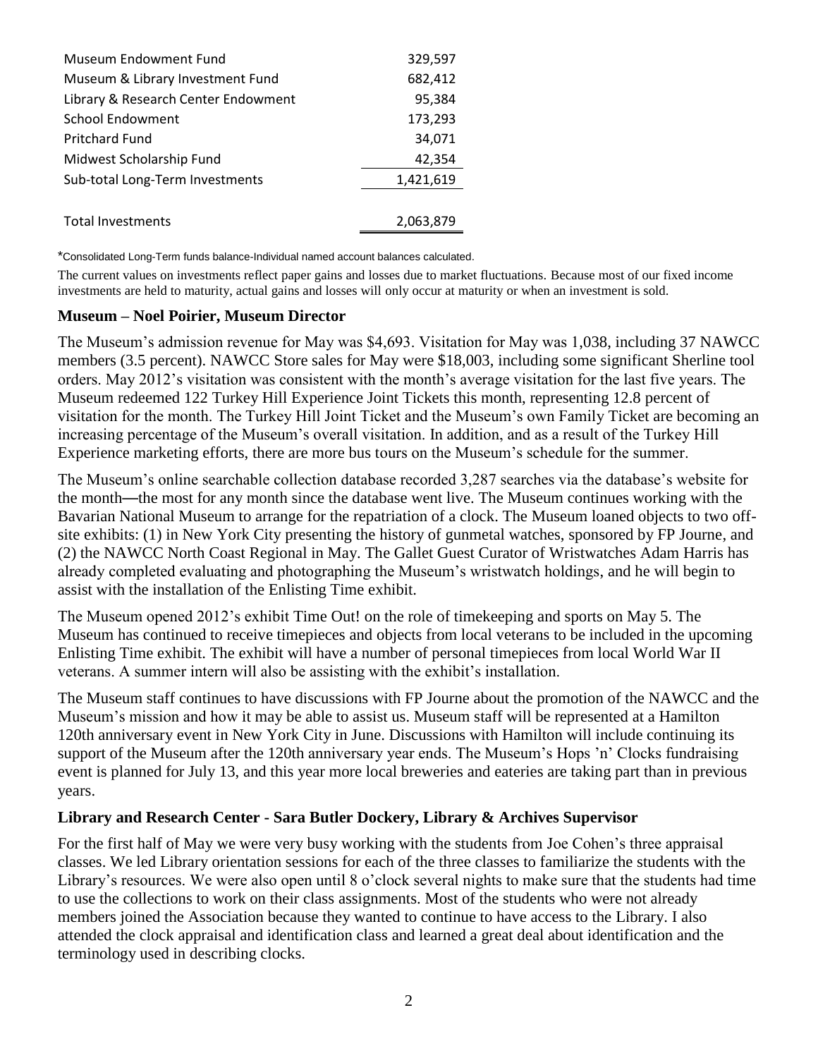| | |
|---|---|
| Museum Endowment Fund | 329,597 |
| Museum & Library Investment Fund | 682,412 |
| Library & Research Center Endowment | 95,384 |
| School Endowment | 173,293 |
| Pritchard Fund | 34,071 |
| Midwest Scholarship Fund | 42,354 |
| Sub-total Long-Term Investments | 1,421,619 |
| | |
| Total Investments | 2,063,879 |

*Consolidated Long-Term funds balance-Individual named account balances calculated.

The current values on investments reflect paper gains and losses due to market fluctuations. Because most of our fixed income investments are held to maturity, actual gains and losses will only occur at maturity or when an investment is sold.

### Museum – Noel Poirier, Museum Director

The Museum's admission revenue for May was $4,693. Visitation for May was 1,038, including 37 NAWCC members (3.5 percent). NAWCC Store sales for May were $18,003, including some significant Sherline tool orders. May 2012's visitation was consistent with the month's average visitation for the last five years. The Museum redeemed 122 Turkey Hill Experience Joint Tickets this month, representing 12.8 percent of visitation for the month. The Turkey Hill Joint Ticket and the Museum's own Family Ticket are becoming an increasing percentage of the Museum's overall visitation. In addition, and as a result of the Turkey Hill Experience marketing efforts, there are more bus tours on the Museum's schedule for the summer.

The Museum's online searchable collection database recorded 3,287 searches via the database's website for the month—the most for any month since the database went live. The Museum continues working with the Bavarian National Museum to arrange for the repatriation of a clock. The Museum loaned objects to two off-site exhibits: (1) in New York City presenting the history of gunmetal watches, sponsored by FP Journe, and (2) the NAWCC North Coast Regional in May. The Gallet Guest Curator of Wristwatches Adam Harris has already completed evaluating and photographing the Museum's wristwatch holdings, and he will begin to assist with the installation of the Enlisting Time exhibit.

The Museum opened 2012's exhibit Time Out! on the role of timekeeping and sports on May 5. The Museum has continued to receive timepieces and objects from local veterans to be included in the upcoming Enlisting Time exhibit. The exhibit will have a number of personal timepieces from local World War II veterans. A summer intern will also be assisting with the exhibit's installation.

The Museum staff continues to have discussions with FP Journe about the promotion of the NAWCC and the Museum's mission and how it may be able to assist us. Museum staff will be represented at a Hamilton 120th anniversary event in New York City in June. Discussions with Hamilton will include continuing its support of the Museum after the 120th anniversary year ends. The Museum's Hops 'n' Clocks fundraising event is planned for July 13, and this year more local breweries and eateries are taking part than in previous years.

### Library and Research Center - Sara Butler Dockery, Library & Archives Supervisor

For the first half of May we were very busy working with the students from Joe Cohen's three appraisal classes. We led Library orientation sessions for each of the three classes to familiarize the students with the Library's resources. We were also open until 8 o'clock several nights to make sure that the students had time to use the collections to work on their class assignments. Most of the students who were not already members joined the Association because they wanted to continue to have access to the Library. I also attended the clock appraisal and identification class and learned a great deal about identification and the terminology used in describing clocks.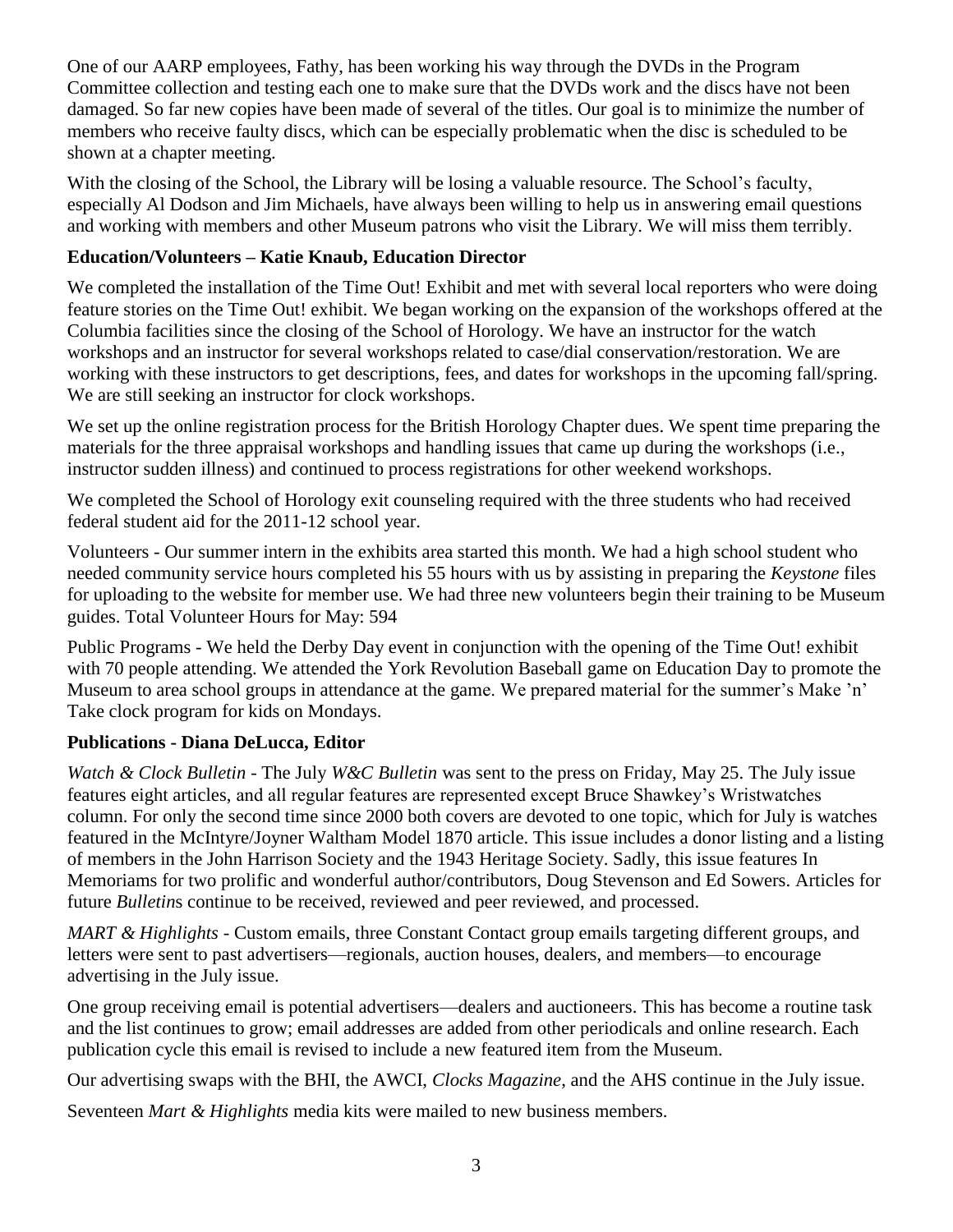One of our AARP employees, Fathy, has been working his way through the DVDs in the Program Committee collection and testing each one to make sure that the DVDs work and the discs have not been damaged. So far new copies have been made of several of the titles. Our goal is to minimize the number of members who receive faulty discs, which can be especially problematic when the disc is scheduled to be shown at a chapter meeting.

With the closing of the School, the Library will be losing a valuable resource. The School's faculty, especially Al Dodson and Jim Michaels, have always been willing to help us in answering email questions and working with members and other Museum patrons who visit the Library. We will miss them terribly.

### Education/Volunteers – Katie Knaub, Education Director

We completed the installation of the Time Out! Exhibit and met with several local reporters who were doing feature stories on the Time Out! exhibit. We began working on the expansion of the workshops offered at the Columbia facilities since the closing of the School of Horology. We have an instructor for the watch workshops and an instructor for several workshops related to case/dial conservation/restoration. We are working with these instructors to get descriptions, fees, and dates for workshops in the upcoming fall/spring. We are still seeking an instructor for clock workshops.

We set up the online registration process for the British Horology Chapter dues. We spent time preparing the materials for the three appraisal workshops and handling issues that came up during the workshops (i.e., instructor sudden illness) and continued to process registrations for other weekend workshops.

We completed the School of Horology exit counseling required with the three students who had received federal student aid for the 2011-12 school year.

Volunteers - Our summer intern in the exhibits area started this month. We had a high school student who needed community service hours completed his 55 hours with us by assisting in preparing the *Keystone* files for uploading to the website for member use. We had three new volunteers begin their training to be Museum guides. Total Volunteer Hours for May: 594

Public Programs - We held the Derby Day event in conjunction with the opening of the Time Out! exhibit with 70 people attending. We attended the York Revolution Baseball game on Education Day to promote the Museum to area school groups in attendance at the game. We prepared material for the summer's Make 'n' Take clock program for kids on Mondays.

### Publications - Diana DeLucca, Editor

*Watch & Clock Bulletin* - The July *W&C Bulletin* was sent to the press on Friday, May 25. The July issue features eight articles, and all regular features are represented except Bruce Shawkey's Wristwatches column. For only the second time since 2000 both covers are devoted to one topic, which for July is watches featured in the McIntyre/Joyner Waltham Model 1870 article. This issue includes a donor listing and a listing of members in the John Harrison Society and the 1943 Heritage Society. Sadly, this issue features In Memoriams for two prolific and wonderful author/contributors, Doug Stevenson and Ed Sowers. Articles for future *Bulletin*s continue to be received, reviewed and peer reviewed, and processed.

*MART & Highlights* - Custom emails, three Constant Contact group emails targeting different groups, and letters were sent to past advertisers—regionals, auction houses, dealers, and members—to encourage advertising in the July issue.

One group receiving email is potential advertisers—dealers and auctioneers. This has become a routine task and the list continues to grow; email addresses are added from other periodicals and online research. Each publication cycle this email is revised to include a new featured item from the Museum.

Our advertising swaps with the BHI, the AWCI, *Clocks Magazine*, and the AHS continue in the July issue.

Seventeen *Mart & Highlights* media kits were mailed to new business members.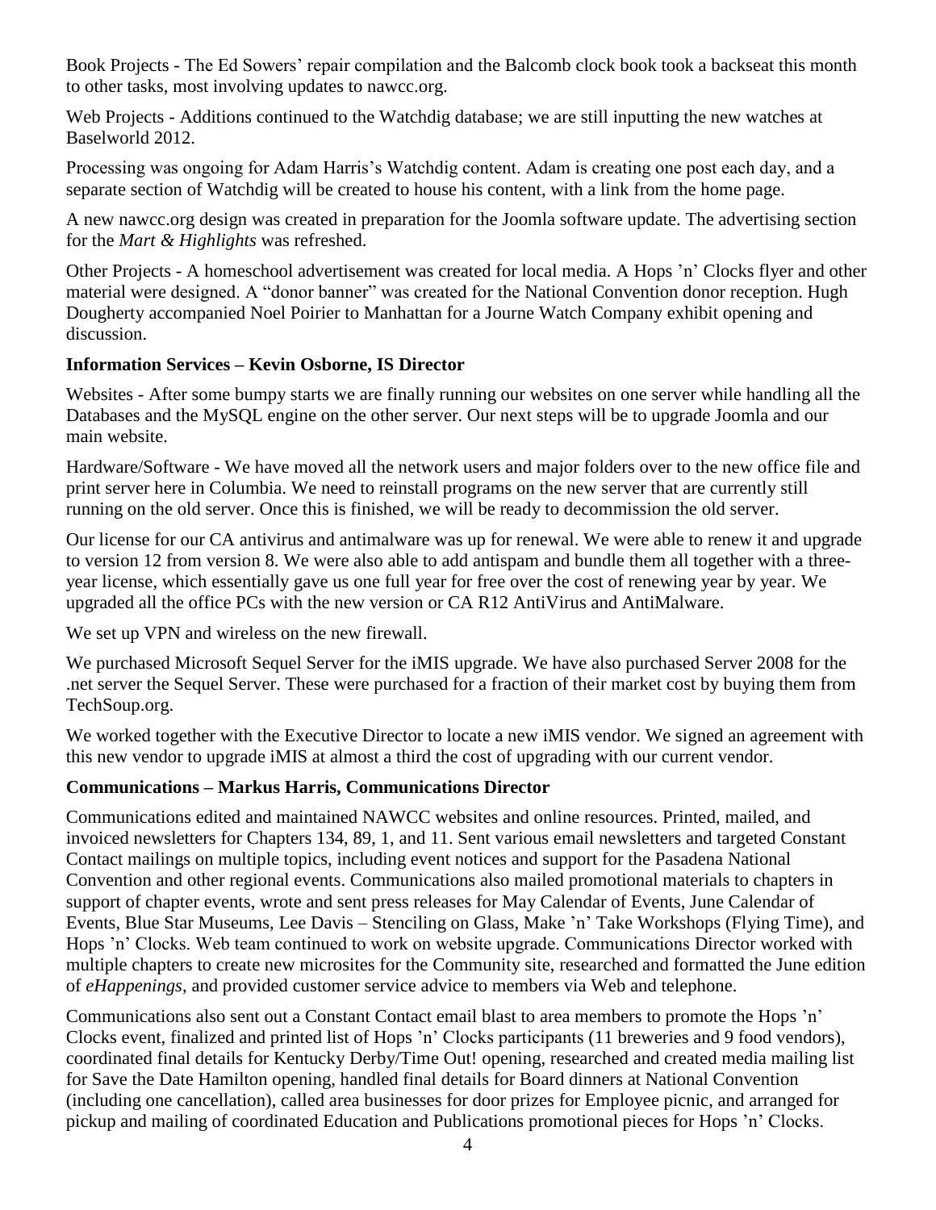Book Projects - The Ed Sowers' repair compilation and the Balcomb clock book took a backseat this month to other tasks, most involving updates to nawcc.org.

Web Projects - Additions continued to the Watchdig database; we are still inputting the new watches at Baselworld 2012.

Processing was ongoing for Adam Harris's Watchdig content. Adam is creating one post each day, and a separate section of Watchdig will be created to house his content, with a link from the home page.

A new nawcc.org design was created in preparation for the Joomla software update. The advertising section for the *Mart & Highlights* was refreshed.

Other Projects - A homeschool advertisement was created for local media. A Hops 'n' Clocks flyer and other material were designed. A "donor banner" was created for the National Convention donor reception. Hugh Dougherty accompanied Noel Poirier to Manhattan for a Journe Watch Company exhibit opening and discussion.

**Information Services – Kevin Osborne, IS Director**

Websites - After some bumpy starts we are finally running our websites on one server while handling all the Databases and the MySQL engine on the other server. Our next steps will be to upgrade Joomla and our main website.

Hardware/Software - We have moved all the network users and major folders over to the new office file and print server here in Columbia. We need to reinstall programs on the new server that are currently still running on the old server. Once this is finished, we will be ready to decommission the old server.

Our license for our CA antivirus and antimalware was up for renewal. We were able to renew it and upgrade to version 12 from version 8. We were also able to add antispam and bundle them all together with a three-year license, which essentially gave us one full year for free over the cost of renewing year by year. We upgraded all the office PCs with the new version or CA R12 AntiVirus and AntiMalware.

We set up VPN and wireless on the new firewall.

We purchased Microsoft Sequel Server for the iMIS upgrade. We have also purchased Server 2008 for the .net server the Sequel Server. These were purchased for a fraction of their market cost by buying them from TechSoup.org.

We worked together with the Executive Director to locate a new iMIS vendor. We signed an agreement with this new vendor to upgrade iMIS at almost a third the cost of upgrading with our current vendor.

**Communications – Markus Harris, Communications Director**

Communications edited and maintained NAWCC websites and online resources. Printed, mailed, and invoiced newsletters for Chapters 134, 89, 1, and 11. Sent various email newsletters and targeted Constant Contact mailings on multiple topics, including event notices and support for the Pasadena National Convention and other regional events. Communications also mailed promotional materials to chapters in support of chapter events, wrote and sent press releases for May Calendar of Events, June Calendar of Events, Blue Star Museums, Lee Davis – Stenciling on Glass, Make 'n' Take Workshops (Flying Time), and Hops 'n' Clocks. Web team continued to work on website upgrade. Communications Director worked with multiple chapters to create new microsites for the Community site, researched and formatted the June edition of *eHappenings*, and provided customer service advice to members via Web and telephone.

Communications also sent out a Constant Contact email blast to area members to promote the Hops 'n' Clocks event, finalized and printed list of Hops 'n' Clocks participants (11 breweries and 9 food vendors), coordinated final details for Kentucky Derby/Time Out! opening, researched and created media mailing list for Save the Date Hamilton opening, handled final details for Board dinners at National Convention (including one cancellation), called area businesses for door prizes for Employee picnic, and arranged for pickup and mailing of coordinated Education and Publications promotional pieces for Hops 'n' Clocks.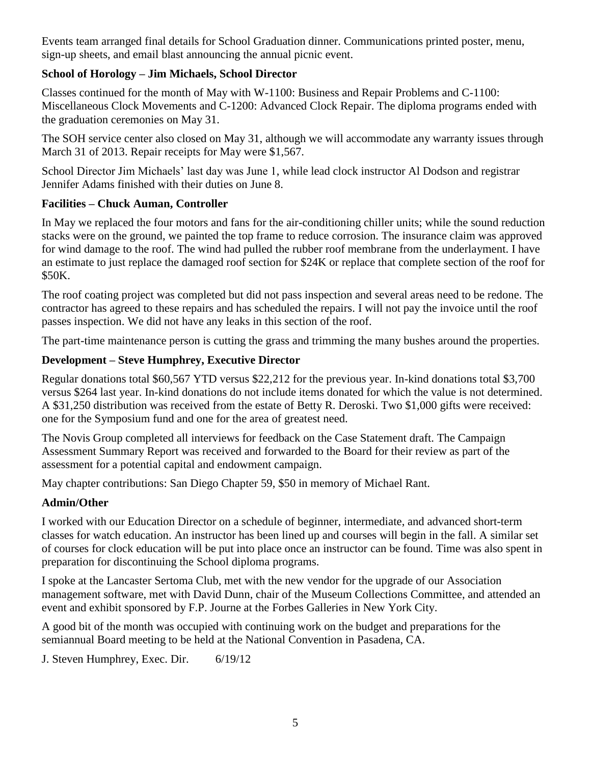Events team arranged final details for School Graduation dinner. Communications printed poster, menu, sign-up sheets, and email blast announcing the annual picnic event.

**School of Horology – Jim Michaels, School Director**

Classes continued for the month of May with W-1100: Business and Repair Problems and C-1100: Miscellaneous Clock Movements and C-1200: Advanced Clock Repair. The diploma programs ended with the graduation ceremonies on May 31.

The SOH service center also closed on May 31, although we will accommodate any warranty issues through March 31 of 2013. Repair receipts for May were $1,567.

School Director Jim Michaels' last day was June 1, while lead clock instructor Al Dodson and registrar Jennifer Adams finished with their duties on June 8.

**Facilities – Chuck Auman, Controller**

In May we replaced the four motors and fans for the air-conditioning chiller units; while the sound reduction stacks were on the ground, we painted the top frame to reduce corrosion. The insurance claim was approved for wind damage to the roof. The wind had pulled the rubber roof membrane from the underlayment. I have an estimate to just replace the damaged roof section for $24K or replace that complete section of the roof for $50K.

The roof coating project was completed but did not pass inspection and several areas need to be redone. The contractor has agreed to these repairs and has scheduled the repairs. I will not pay the invoice until the roof passes inspection. We did not have any leaks in this section of the roof.

The part-time maintenance person is cutting the grass and trimming the many bushes around the properties.

**Development – Steve Humphrey, Executive Director**

Regular donations total $60,567 YTD versus $22,212 for the previous year. In-kind donations total $3,700 versus $264 last year. In-kind donations do not include items donated for which the value is not determined. A $31,250 distribution was received from the estate of Betty R. Deroski. Two $1,000 gifts were received: one for the Symposium fund and one for the area of greatest need.

The Novis Group completed all interviews for feedback on the Case Statement draft. The Campaign Assessment Summary Report was received and forwarded to the Board for their review as part of the assessment for a potential capital and endowment campaign.

May chapter contributions: San Diego Chapter 59, $50 in memory of Michael Rant.

**Admin/Other**

I worked with our Education Director on a schedule of beginner, intermediate, and advanced short-term classes for watch education. An instructor has been lined up and courses will begin in the fall. A similar set of courses for clock education will be put into place once an instructor can be found. Time was also spent in preparation for discontinuing the School diploma programs.

I spoke at the Lancaster Sertoma Club, met with the new vendor for the upgrade of our Association management software, met with David Dunn, chair of the Museum Collections Committee, and attended an event and exhibit sponsored by F.P. Journe at the Forbes Galleries in New York City.

A good bit of the month was occupied with continuing work on the budget and preparations for the semiannual Board meeting to be held at the National Convention in Pasadena, CA.

J. Steven Humphrey, Exec. Dir. 6/19/12